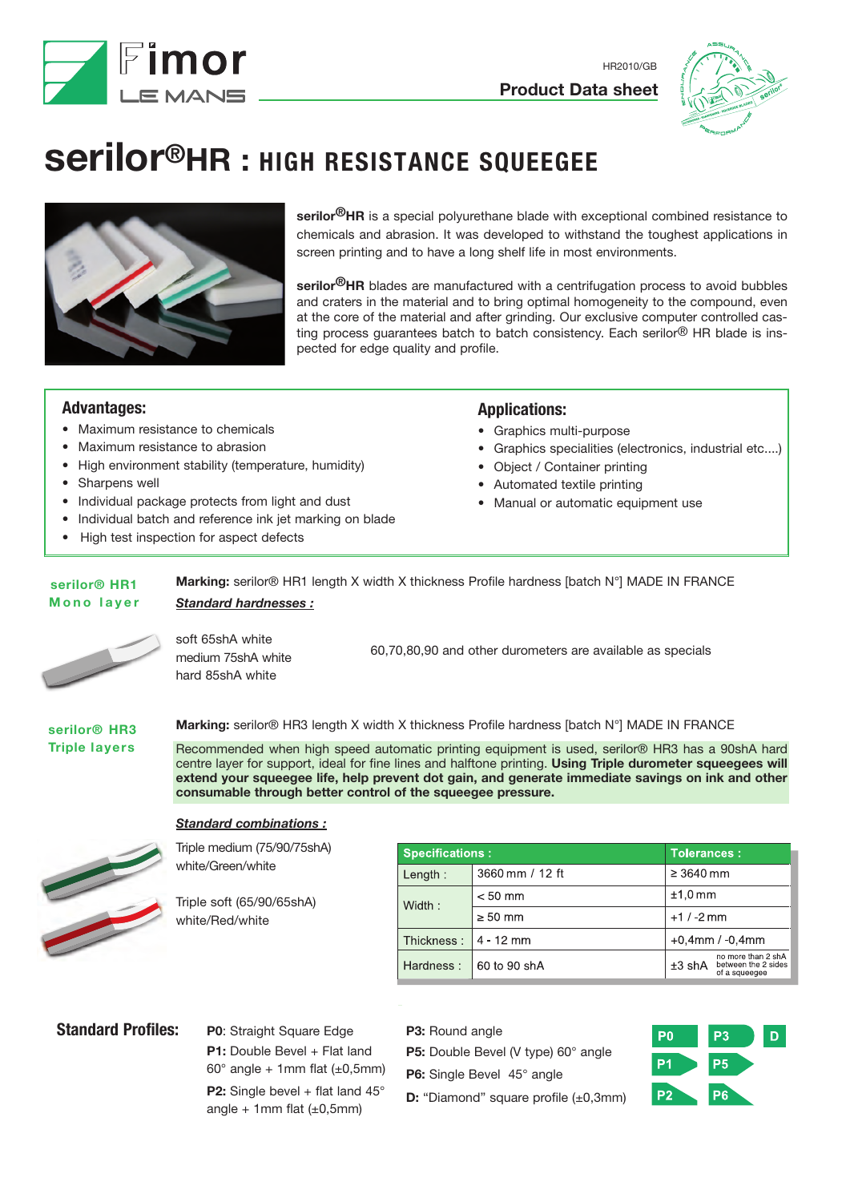HR2010/GB

**Product Data sheet**

# serilor®HR : HIGH RESISTANCE SQUEEGEE

**serilor®HR** is a special polyurethane blade with exceptional combined resistance to chemicals and abrasion. It was developed to withstand the toughest applications in screen printing and to have a long shelf life in most environments.

**serilor®HR** blades are manufactured with a centrifugation process to avoid bubbles and craters in the material and to bring optimal homogeneity to the compound, even at the core of the material and after grinding. Our exclusive computer controlled casting process guarantees batch to batch consistency. Each serilor® HR blade is inspected for edge quality and profile.

## Advantages:

- Maximum resistance to chemicals
- Maximum resistance to abrasion
- High environment stability (temperature, humidity)
- Sharpens well
- Individual package protects from light and dust
- Individual batch and reference ink jet marking on blade
- High test inspection for aspect defects

## Applications:

- Graphics multi-purpose
- Graphics specialities (electronics, industrial etc....)
- Object / Container printing
- Automated textile printing
- Manual or automatic equipment use

## serilor® HR1 Mono layer

**Marking:** serilor® HR1 length X width X thickness Profile hardness [batch N°] MADE IN FRANCE

***Standard hardnesses :***

soft 65shA white
medium 75shA white
hard 85shA white

60,70,80,90 and other durometers are available as specials

## serilor® HR3 Triple layers

**Marking:** serilor® HR3 length X width X thickness Profile hardness [batch N°] MADE IN FRANCE

Recommended when high speed automatic printing equipment is used, serilor® HR3 has a 90shA hard centre layer for support, ideal for fine lines and halftone printing. **Using Triple durometer squeegees will extend your squeegee life, help prevent dot gain, and generate immediate savings on ink and other consumable through better control of the squeegee pressure.**

***Standard combinations :***

Triple medium (75/90/75shA)
white/Green/white

Triple soft (65/90/65shA)
white/Red/white

| Specifications : | | Tolerances : |
|---|---|---|
| Length : | 3660 mm / 12 ft | ≥ 3640 mm |
| Width : | < 50 mm | ±1,0 mm |
| | ≥ 50 mm | +1 / -2 mm |
| Thickness : | 4 - 12 mm | +0,4mm / -0,4mm |
| Hardness : | 60 to 90 shA | ±3 shA (no more than 2 shA between the 2 sides of a squeegee) |

## Standard Profiles:

**P0**: Straight Square Edge

**P1:** Double Bevel + Flat land 60° angle + 1mm flat (±0,5mm)

**P2:** Single bevel + flat land 45° angle + 1mm flat (±0,5mm)

**P3:** Round angle

**P5:** Double Bevel (V type) 60° angle

**P6:** Single Bevel 45° angle

**D:** “Diamond” square profile (±0,3mm)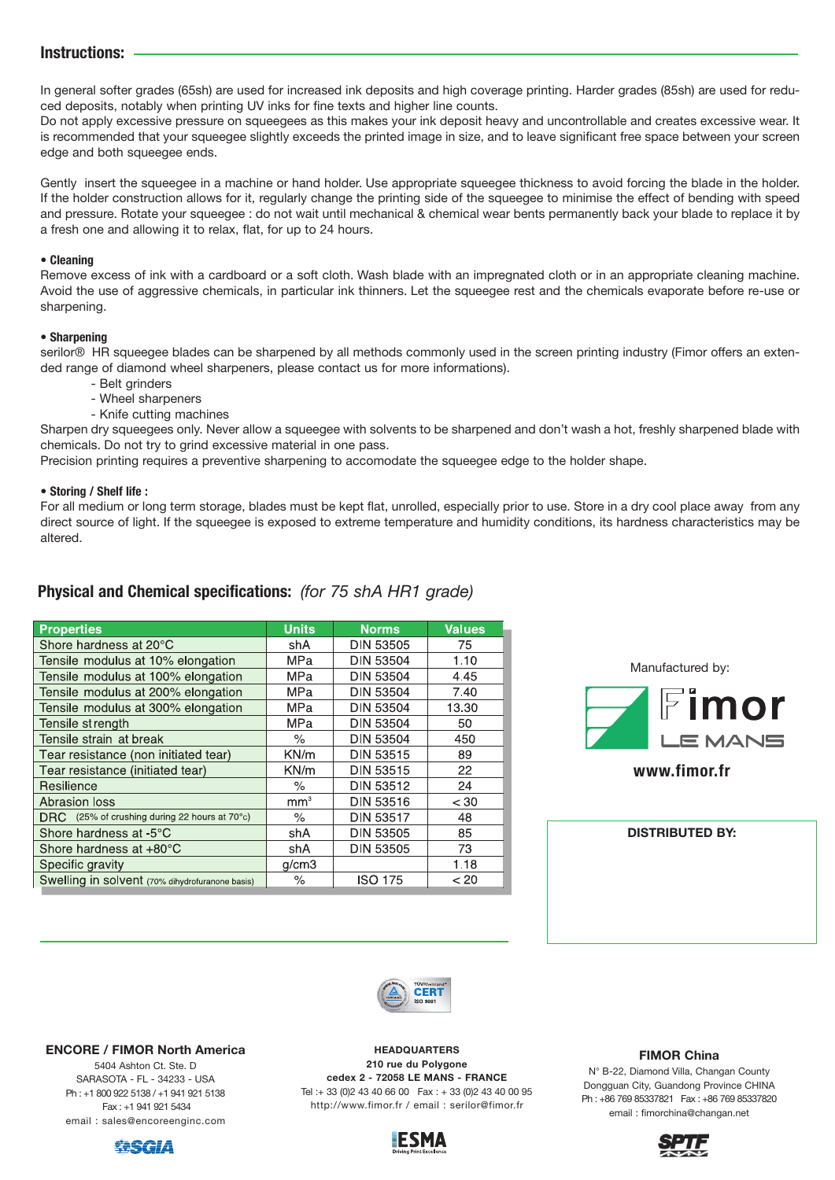## Instructions:

In general softer grades (65sh) are used for increased ink deposits and high coverage printing. Harder grades (85sh) are used for reduced deposits, notably when printing UV inks for fine texts and higher line counts.
Do not apply excessive pressure on squeegees as this makes your ink deposit heavy and uncontrollable and creates excessive wear. It is recommended that your squeegee slightly exceeds the printed image in size, and to leave significant free space between your screen edge and both squeegee ends.

Gently insert the squeegee in a machine or hand holder. Use appropriate squeegee thickness to avoid forcing the blade in the holder. If the holder construction allows for it, regularly change the printing side of the squeegee to minimise the effect of bending with speed and pressure. Rotate your squeegee : do not wait until mechanical & chemical wear bents permanently back your blade to replace it by a fresh one and allowing it to relax, flat, for up to 24 hours.

**• Cleaning**

Remove excess of ink with a cardboard or a soft cloth. Wash blade with an impregnated cloth or in an appropriate cleaning machine. Avoid the use of aggressive chemicals, in particular ink thinners. Let the squeegee rest and the chemicals evaporate before re-use or sharpening.

**• Sharpening**

serilor® HR squeegee blades can be sharpened by all methods commonly used in the screen printing industry (Fimor offers an extended range of diamond wheel sharpeners, please contact us for more informations).

- Belt grinders
- Wheel sharpeners
- Knife cutting machines

Sharpen dry squeegees only. Never allow a squeegee with solvents to be sharpened and don't wash a hot, freshly sharpened blade with chemicals. Do not try to grind excessive material in one pass.
Precision printing requires a preventive sharpening to accomodate the squeegee edge to the holder shape.

**• Storing / Shelf life :**

For all medium or long term storage, blades must be kept flat, unrolled, especially prior to use. Store in a dry cool place away from any direct source of light. If the squeegee is exposed to extreme temperature and humidity conditions, its hardness characteristics may be altered.

## Physical and Chemical specifications: *(for 75 shA HR1 grade)*

| Properties | Units | Norms | Values |
|---|---|---|---|
| Shore hardness at 20°C | shA | DIN 53505 | 75 |
| Tensile modulus at 10% elongation | MPa | DIN 53504 | 1.10 |
| Tensile modulus at 100% elongation | MPa | DIN 53504 | 4.45 |
| Tensile modulus at 200% elongation | MPa | DIN 53504 | 7.40 |
| Tensile modulus at 300% elongation | MPa | DIN 53504 | 13.30 |
| Tensile strength | MPa | DIN 53504 | 50 |
| Tensile strain at break | % | DIN 53504 | 450 |
| Tear resistance (non initiated tear) | KN/m | DIN 53515 | 89 |
| Tear resistance (initiated tear) | KN/m | DIN 53515 | 22 |
| Resilience | % | DIN 53512 | 24 |
| Abrasion loss | $mm^3$ | DIN 53516 | < 30 |
| DRC (25% of crushing during 22 hours at 70°c) | % | DIN 53517 | 48 |
| Shore hardness at -5°C | shA | DIN 53505 | 85 |
| Shore hardness at +80°C | shA | DIN 53505 | 73 |
| Specific gravity | g/cm3 | | 1.18 |
| Swelling in solvent (70% dihydrofuranone basis) | % | ISO 175 | < 20 |

Manufactured by:

Fimor LE MANS

**www.fimor.fr**

**DISTRIBUTED BY:**

TÜVRheinland CERT ISO 9001

**ENCORE / FIMOR North America**
5404 Ashton Ct. Ste. D
SARASOTA - FL - 34233 - USA
Ph : +1 800 922 5138 / +1 941 921 5138
Fax : +1 941 921 5434
email : sales@encoreenginc.com

**HEADQUARTERS**
**210 rue du Polygone**
**cedex 2 - 72058 LE MANS - FRANCE**
Tel :+ 33 (0)2 43 40 66 00 Fax : + 33 (0)2 43 40 00 95
http://www.fimor.fr / email : serilor@fimor.fr

**FIMOR China**
N° B-22, Diamond Villa, Changan County
Dongguan City, Guandong Province CHINA
Ph : +86 769 85337821 Fax : +86 769 85337820
email : fimorchina@changan.net

SGIA ESMA SPTF